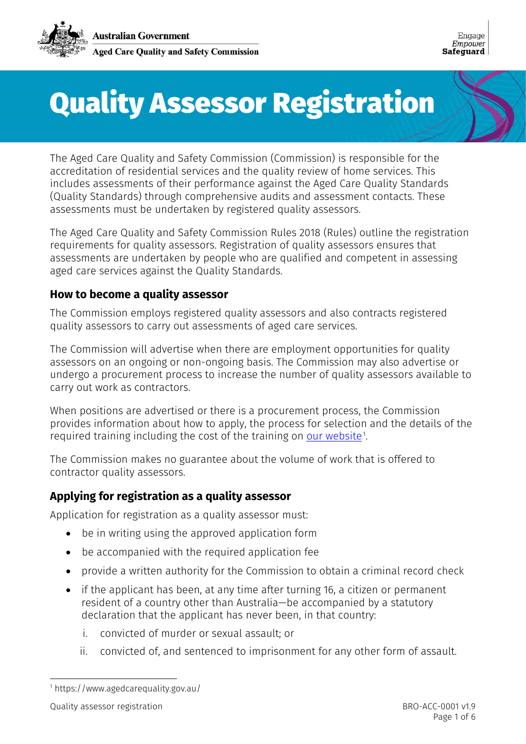# Quality Assessor Registration

The Aged Care Quality and Safety Commission (Commission) is responsible for the accreditation of residential services and the quality review of home services. This includes assessments of their performance against the Aged Care Quality Standards (Quality Standards) through comprehensive audits and assessment contacts. These assessments must be undertaken by registered quality assessors.

The Aged Care Quality and Safety Commission Rules 2018 (Rules) outline the registration requirements for quality assessors. Registration of quality assessors ensures that assessments are undertaken by people who are qualified and competent in assessing aged care services against the Quality Standards.

## How to become a quality assessor

The Commission employs registered quality assessors and also contracts registered quality assessors to carry out assessments of aged care services.

The Commission will advertise when there are employment opportunities for quality assessors on an ongoing or non-ongoing basis. The Commission may also advertise or undergo a procurement process to increase the number of quality assessors available to carry out work as contractors.

When positions are advertised or there is a procurement process, the Commission provides information about how to apply, the process for selection and the details of the required training including the cost of the training on our website[1].

The Commission makes no guarantee about the volume of work that is offered to contractor quality assessors.

## Applying for registration as a quality assessor

Application for registration as a quality assessor must:

- be in writing using the approved application form
- be accompanied with the required application fee
- provide a written authority for the Commission to obtain a criminal record check
- if the applicant has been, at any time after turning 16, a citizen or permanent resident of a country other than Australia—be accompanied by a statutory declaration that the applicant has never been, in that country:
  i. convicted of murder or sexual assault; or
  ii. convicted of, and sentenced to imprisonment for any other form of assault.

[1] https://www.agedcarequality.gov.au/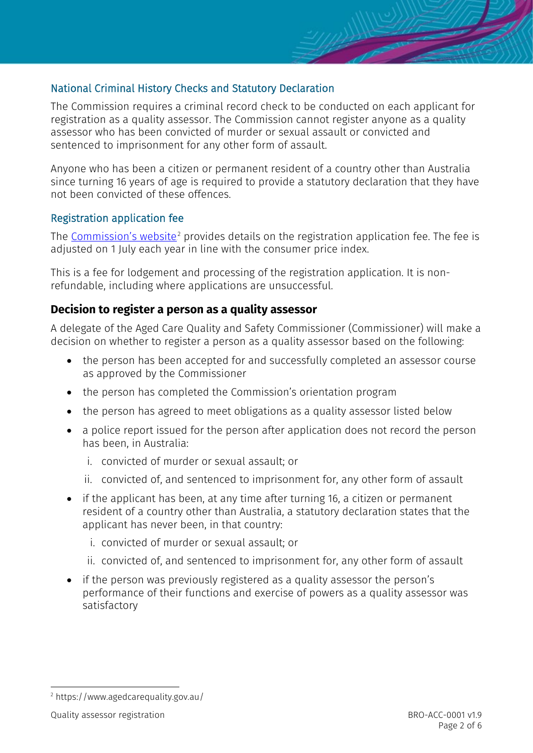### National Criminal History Checks and Statutory Declaration

The Commission requires a criminal record check to be conducted on each applicant for registration as a quality assessor. The Commission cannot register anyone as a quality assessor who has been convicted of murder or sexual assault or convicted and sentenced to imprisonment for any other form of assault.

Anyone who has been a citizen or permanent resident of a country other than Australia since turning 16 years of age is required to provide a statutory declaration that they have not been convicted of these offences.

### Registration application fee

The Commission's website[2] provides details on the registration application fee. The fee is adjusted on 1 July each year in line with the consumer price index.

This is a fee for lodgement and processing of the registration application. It is non-refundable, including where applications are unsuccessful.

## Decision to register a person as a quality assessor

A delegate of the Aged Care Quality and Safety Commissioner (Commissioner) will make a decision on whether to register a person as a quality assessor based on the following:

- the person has been accepted for and successfully completed an assessor course as approved by the Commissioner
- the person has completed the Commission's orientation program
- the person has agreed to meet obligations as a quality assessor listed below
- a police report issued for the person after application does not record the person has been, in Australia:
  i. convicted of murder or sexual assault; or
  ii. convicted of, and sentenced to imprisonment for, any other form of assault
- if the applicant has been, at any time after turning 16, a citizen or permanent resident of a country other than Australia, a statutory declaration states that the applicant has never been, in that country:
  i. convicted of murder or sexual assault; or
  ii. convicted of, and sentenced to imprisonment for, any other form of assault
- if the person was previously registered as a quality assessor the person's performance of their functions and exercise of powers as a quality assessor was satisfactory

[2] https://www.agedcarequality.gov.au/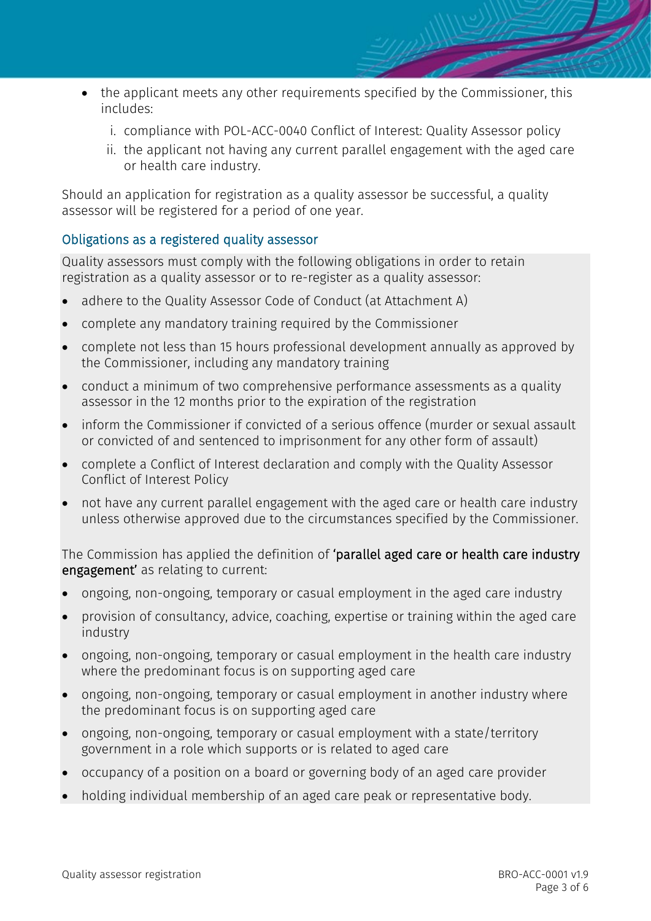- the applicant meets any other requirements specified by the Commissioner, this includes:
    i. compliance with POL-ACC-0040 Conflict of Interest: Quality Assessor policy
    ii. the applicant not having any current parallel engagement with the aged care or health care industry.

Should an application for registration as a quality assessor be successful, a quality assessor will be registered for a period of one year.

### Obligations as a registered quality assessor

Quality assessors must comply with the following obligations in order to retain registration as a quality assessor or to re-register as a quality assessor:

- adhere to the Quality Assessor Code of Conduct (at Attachment A)
- complete any mandatory training required by the Commissioner
- complete not less than 15 hours professional development annually as approved by the Commissioner, including any mandatory training
- conduct a minimum of two comprehensive performance assessments as a quality assessor in the 12 months prior to the expiration of the registration
- inform the Commissioner if convicted of a serious offence (murder or sexual assault or convicted of and sentenced to imprisonment for any other form of assault)
- complete a Conflict of Interest declaration and comply with the Quality Assessor Conflict of Interest Policy
- not have any current parallel engagement with the aged care or health care industry unless otherwise approved due to the circumstances specified by the Commissioner.

The Commission has applied the definition of **'parallel aged care or health care industry engagement'** as relating to current:

- ongoing, non-ongoing, temporary or casual employment in the aged care industry
- provision of consultancy, advice, coaching, expertise or training within the aged care industry
- ongoing, non-ongoing, temporary or casual employment in the health care industry where the predominant focus is on supporting aged care
- ongoing, non-ongoing, temporary or casual employment in another industry where the predominant focus is on supporting aged care
- ongoing, non-ongoing, temporary or casual employment with a state/territory government in a role which supports or is related to aged care
- occupancy of a position on a board or governing body of an aged care provider
- holding individual membership of an aged care peak or representative body.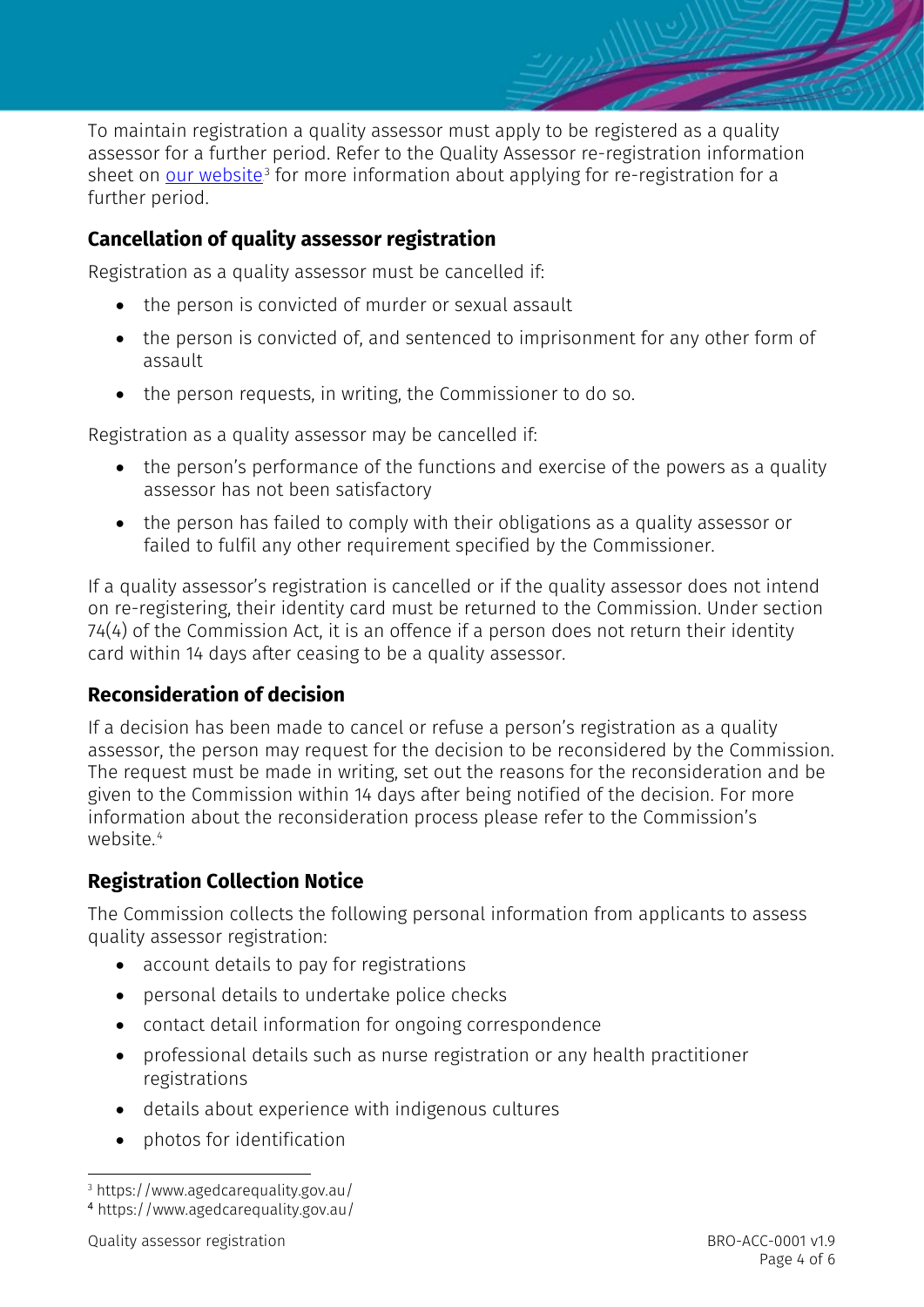To maintain registration a quality assessor must apply to be registered as a quality assessor for a further period. Refer to the Quality Assessor re-registration information sheet on [our website](https://www.agedcarequality.gov.au/)[3] for more information about applying for re-registration for a further period.

## Cancellation of quality assessor registration

Registration as a quality assessor must be cancelled if:

- the person is convicted of murder or sexual assault
- the person is convicted of, and sentenced to imprisonment for any other form of assault
- the person requests, in writing, the Commissioner to do so.

Registration as a quality assessor may be cancelled if:

- the person's performance of the functions and exercise of the powers as a quality assessor has not been satisfactory
- the person has failed to comply with their obligations as a quality assessor or failed to fulfil any other requirement specified by the Commissioner.

If a quality assessor's registration is cancelled or if the quality assessor does not intend on re-registering, their identity card must be returned to the Commission. Under section 74(4) of the Commission Act, it is an offence if a person does not return their identity card within 14 days after ceasing to be a quality assessor.

## Reconsideration of decision

If a decision has been made to cancel or refuse a person's registration as a quality assessor, the person may request for the decision to be reconsidered by the Commission. The request must be made in writing, set out the reasons for the reconsideration and be given to the Commission within 14 days after being notified of the decision. For more information about the reconsideration process please refer to the Commission's website.[4]

## Registration Collection Notice

The Commission collects the following personal information from applicants to assess quality assessor registration:

- account details to pay for registrations
- personal details to undertake police checks
- contact detail information for ongoing correspondence
- professional details such as nurse registration or any health practitioner registrations
- details about experience with indigenous cultures
- photos for identification

[3] https://www.agedcarequality.gov.au/

[4] https://www.agedcarequality.gov.au/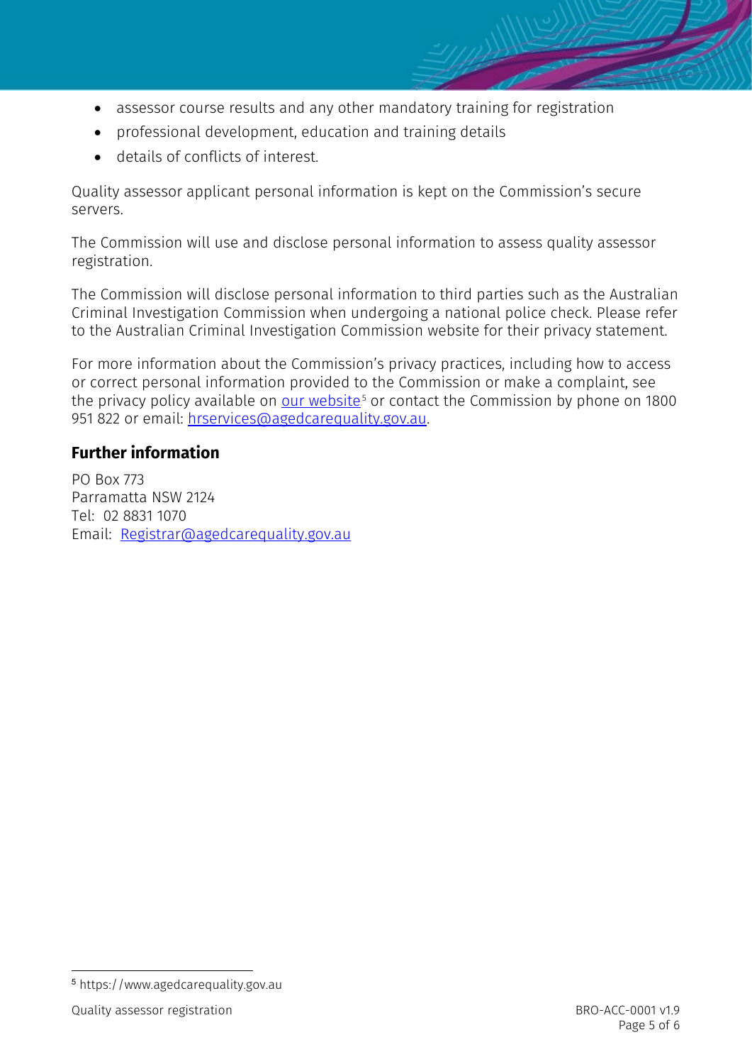- assessor course results and any other mandatory training for registration
- professional development, education and training details
- details of conflicts of interest.

Quality assessor applicant personal information is kept on the Commission's secure servers.

The Commission will use and disclose personal information to assess quality assessor registration.

The Commission will disclose personal information to third parties such as the Australian Criminal Investigation Commission when undergoing a national police check. Please refer to the Australian Criminal Investigation Commission website for their privacy statement.

For more information about the Commission's privacy practices, including how to access or correct personal information provided to the Commission or make a complaint, see the privacy policy available on our website[5] or contact the Commission by phone on 1800 951 822 or email: hrservices@agedcarequality.gov.au.

## Further information

PO Box 773
Parramatta NSW 2124
Tel: 02 8831 1070
Email: Registrar@agedcarequality.gov.au

[5] https://www.agedcarequality.gov.au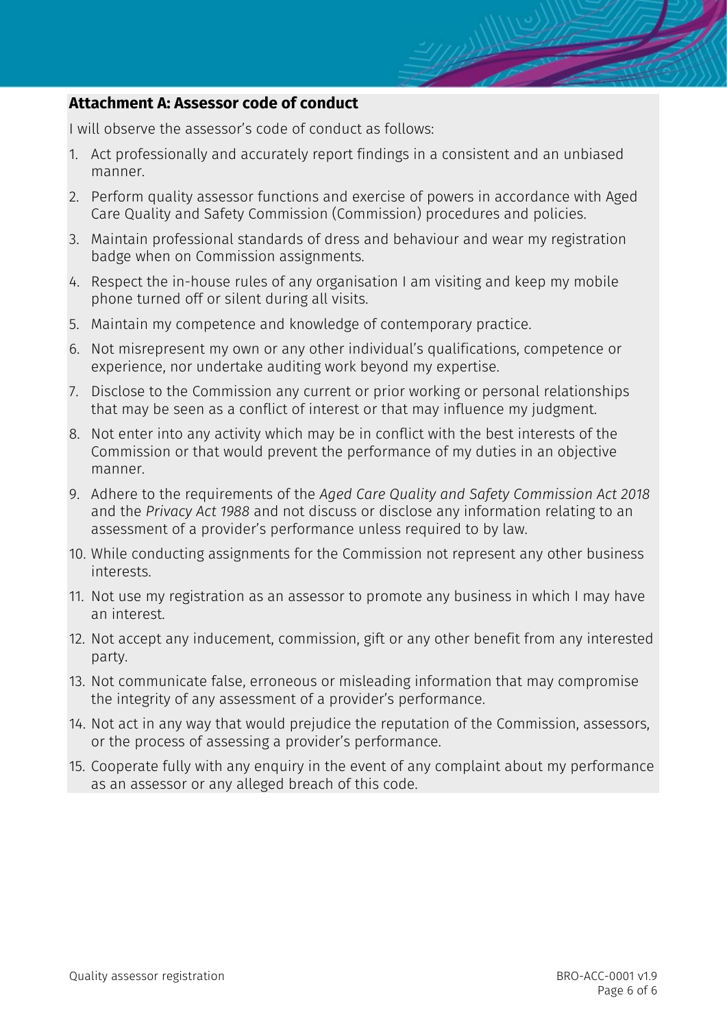### Attachment A: Assessor code of conduct

I will observe the assessor's code of conduct as follows:

1. Act professionally and accurately report findings in a consistent and an unbiased manner.
2. Perform quality assessor functions and exercise of powers in accordance with Aged Care Quality and Safety Commission (Commission) procedures and policies.
3. Maintain professional standards of dress and behaviour and wear my registration badge when on Commission assignments.
4. Respect the in-house rules of any organisation I am visiting and keep my mobile phone turned off or silent during all visits.
5. Maintain my competence and knowledge of contemporary practice.
6. Not misrepresent my own or any other individual's qualifications, competence or experience, nor undertake auditing work beyond my expertise.
7. Disclose to the Commission any current or prior working or personal relationships that may be seen as a conflict of interest or that may influence my judgment.
8. Not enter into any activity which may be in conflict with the best interests of the Commission or that would prevent the performance of my duties in an objective manner.
9. Adhere to the requirements of the *Aged Care Quality and Safety Commission Act 2018* and the *Privacy Act 1988* and not discuss or disclose any information relating to an assessment of a provider's performance unless required to by law.
10. While conducting assignments for the Commission not represent any other business interests.
11. Not use my registration as an assessor to promote any business in which I may have an interest.
12. Not accept any inducement, commission, gift or any other benefit from any interested party.
13. Not communicate false, erroneous or misleading information that may compromise the integrity of any assessment of a provider's performance.
14. Not act in any way that would prejudice the reputation of the Commission, assessors, or the process of assessing a provider's performance.
15. Cooperate fully with any enquiry in the event of any complaint about my performance as an assessor or any alleged breach of this code.